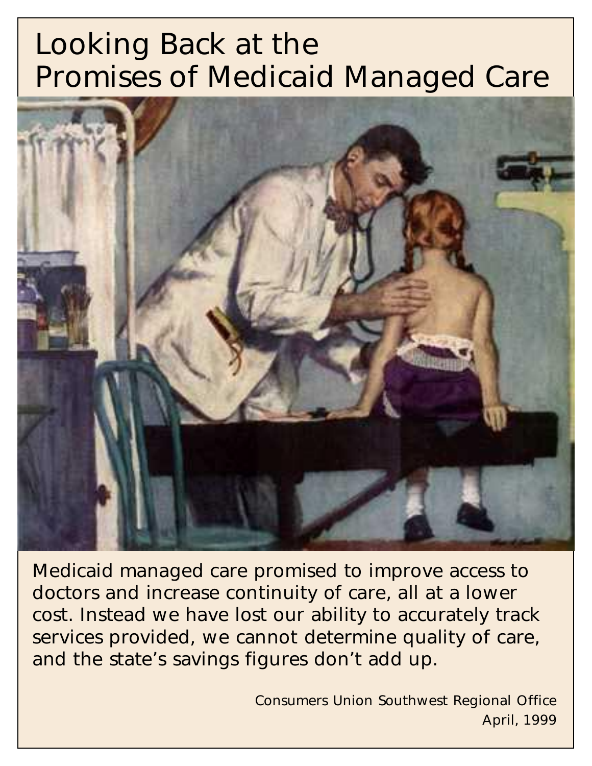# Looking Back at the Promises of Medicaid Managed Care

Medicaid managed care promised to improve access to doctors and increase continuity of care, all at a lower cost. Instead we have lost our ability to accurately track services provided, we cannot determine quality of care, and the state's savings figures don't add up.

Consumers Union Southwest Regional Office
April, 1999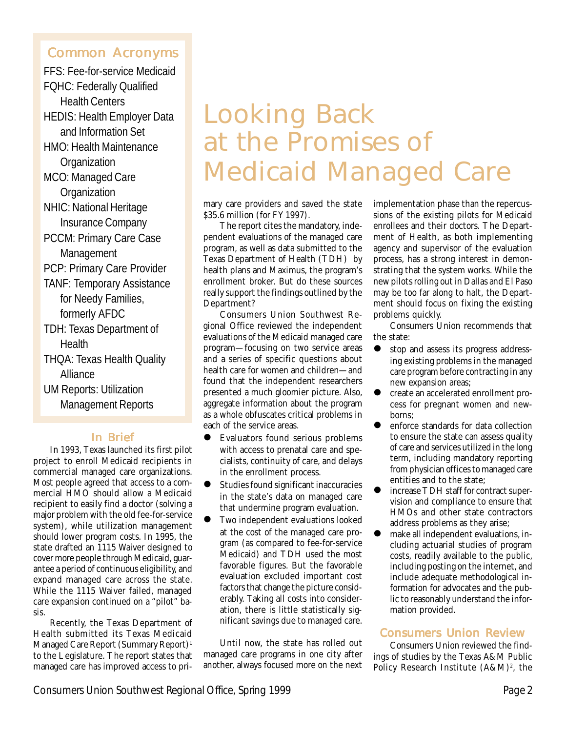# Looking Back at the Promises of Medicaid Managed Care

## Common Acronyms

FFS: Fee-for-service Medicaid

FQHC: Federally Qualified Health Centers

HEDIS: Health Employer Data and Information Set

HMO: Health Maintenance Organization

MCO: Managed Care Organization

NHIC: National Heritage Insurance Company

PCCM: Primary Care Case Management

PCP: Primary Care Provider

TANF: Temporary Assistance for Needy Families, formerly AFDC

TDH: Texas Department of Health

THQA: Texas Health Quality Alliance

UM Reports: Utilization Management Reports

## In Brief

In 1993, Texas launched its first pilot project to enroll Medicaid recipients in commercial managed care organizations. Most people agreed that access to a commercial HMO should allow a Medicaid recipient to easily find a doctor (solving a major problem with the old fee-for-service system), while utilization management should lower program costs. In 1995, the state drafted an 1115 Waiver designed to cover more people through Medicaid, guarantee a period of continuous eligibility, and expand managed care across the state. While the 1115 Waiver failed, managed care expansion continued on a "pilot" basis.

Recently, the Texas Department of Health submitted its Texas Medicaid Managed Care Report (Summary Report)[1] to the Legislature. The report states that managed care has improved access to primary care providers and saved the state $35.6 million (for FY 1997).

The report cites the mandatory, independent evaluations of the managed care program, as well as data submitted to the Texas Department of Health (TDH) by health plans and Maximus, the program's enrollment broker. But do these sources really support the findings outlined by the Department?

Consumers Union Southwest Regional Office reviewed the independent evaluations of the Medicaid managed care program—focusing on two service areas and a series of specific questions about health care for women and children—and found that the independent researchers presented a much gloomier picture. Also, aggregate information about the program as a whole obfuscates critical problems in each of the service areas.

- Evaluators found serious problems with access to prenatal care and specialists, continuity of care, and delays in the enrollment process.
- Studies found significant inaccuracies in the state's data on managed care that undermine program evaluation.
- Two independent evaluations looked at the cost of the managed care program (as compared to fee-for-service Medicaid) and TDH used the most favorable figures. But the favorable evaluation excluded important cost factors that change the picture considerably. Taking all costs into consideration, there is little statistically significant savings due to managed care.

Until now, the state has rolled out managed care programs in one city after another, always focused more on the next implementation phase than the repercussions of the existing pilots for Medicaid enrollees and their doctors. The Department of Health, as both implementing agency and supervisor of the evaluation process, has a strong interest in demonstrating that the system works. While the new pilots rolling out in Dallas and El Paso may be too far along to halt, the Department should focus on fixing the existing problems quickly.

Consumers Union recommends that the state:

- stop and assess its progress addressing existing problems in the managed care program before contracting in any new expansion areas;
- create an accelerated enrollment process for pregnant women and newborns;
- enforce standards for data collection to ensure the state can assess quality of care and services utilized in the long term, including mandatory reporting from physician offices to managed care entities and to the state;
- increase TDH staff for contract supervision and compliance to ensure that HMOs and other state contractors address problems as they arise;
- make all independent evaluations, including actuarial studies of program costs, readily available to the public, including posting on the internet, and include adequate methodological information for advocates and the public to reasonably understand the information provided.

## Consumers Union Review

Consumers Union reviewed the findings of studies by the Texas A&M Public Policy Research Institute (A&M)[2], the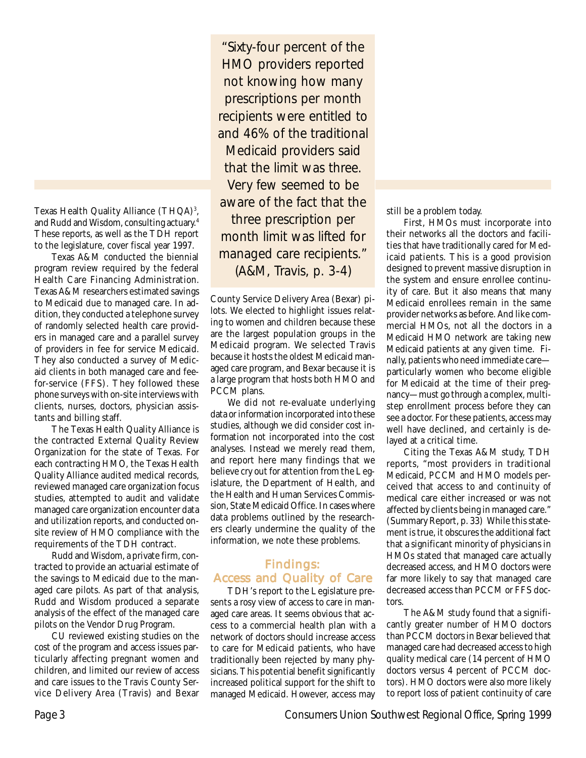Texas Health Quality Alliance (THQA)[3], and Rudd and Wisdom, consulting actuary.[4] These reports, as well as the TDH report to the legislature, cover fiscal year 1997.

Texas A&M conducted the biennial program review required by the federal Health Care Financing Administration. Texas A&M researchers estimated savings to Medicaid due to managed care. In addition, they conducted a telephone survey of randomly selected health care providers in managed care and a parallel survey of providers in fee for service Medicaid. They also conducted a survey of Medicaid clients in both managed care and fee-for-service (FFS). They followed these phone surveys with on-site interviews with clients, nurses, doctors, physician assistants and billing staff.

The Texas Health Quality Alliance is the contracted External Quality Review Organization for the state of Texas. For each contracting HMO, the Texas Health Quality Alliance audited medical records, reviewed managed care organization focus studies, attempted to audit and validate managed care organization encounter data and utilization reports, and conducted on-site review of HMO compliance with the requirements of the TDH contract.

Rudd and Wisdom, a private firm, contracted to provide an actuarial estimate of the savings to Medicaid due to the managed care pilots. As part of that analysis, Rudd and Wisdom produced a separate analysis of the effect of the managed care pilots on the Vendor Drug Program.

CU reviewed existing studies on the cost of the program and access issues particularly affecting pregnant women and children, and limited our review of access and care issues to the Travis County Service Delivery Area (Travis) and Bexar County Service Delivery Area (Bexar) pilots. We elected to highlight issues relating to women and children because these are the largest population groups in the Medicaid program. We selected Travis because it hosts the oldest Medicaid managed care program, and Bexar because it is a large program that hosts both HMO and PCCM plans.

We did not re-evaluate underlying data or information incorporated into these studies, although we did consider cost information not incorporated into the cost analyses. Instead we merely read them, and report here many findings that we believe cry out for attention from the Legislature, the Department of Health, and the Health and Human Services Commission, State Medicaid Office. In cases where data problems outlined by the researchers clearly undermine the quality of the information, we note these problems.

> "Sixty-four percent of the HMO providers reported not knowing how many prescriptions per month recipients were entitled to and 46% of the traditional Medicaid providers said that the limit was three. Very few seemed to be aware of the fact that the three prescription per month limit was lifted for managed care recipients." (A&M, Travis, p. 3-4)

## Findings: Access and Quality of Care

TDH's report to the Legislature presents a rosy view of access to care in managed care areas. It seems obvious that access to a commercial health plan with a network of doctors should increase access to care for Medicaid patients, who have traditionally been rejected by many physicians. This potential benefit significantly increased political support for the shift to managed Medicaid. However, access may still be a problem today.

First, HMOs must incorporate into their networks all the doctors and facilities that have traditionally cared for Medicaid patients. This is a good provision designed to prevent massive disruption in the system and ensure enrollee continuity of care. But it also means that many Medicaid enrollees remain in the same provider networks as before. And like commercial HMOs, not all the doctors in a Medicaid HMO network are taking new Medicaid patients at any given time. Finally, patients who need immediate care—particularly women who become eligible for Medicaid at the time of their pregnancy—must go through a complex, multi-step enrollment process before they can see a doctor. For these patients, access may well have declined, and certainly is delayed at a critical time.

Citing the Texas A&M study, TDH reports, "most providers in traditional Medicaid, PCCM and HMO models perceived that access to and continuity of medical care either increased or was not affected by clients being in managed care." (Summary Report, p. 33) While this statement is true, it obscures the additional fact that a significant minority of physicians in HMOs stated that managed care actually decreased access, and HMO doctors were far more likely to say that managed care decreased access than PCCM or FFS doctors.

The A&M study found that a significantly greater number of HMO doctors than PCCM doctors in Bexar believed that managed care had decreased access to high quality medical care (14 percent of HMO doctors versus 4 percent of PCCM doctors). HMO doctors were also more likely to report loss of patient continuity of care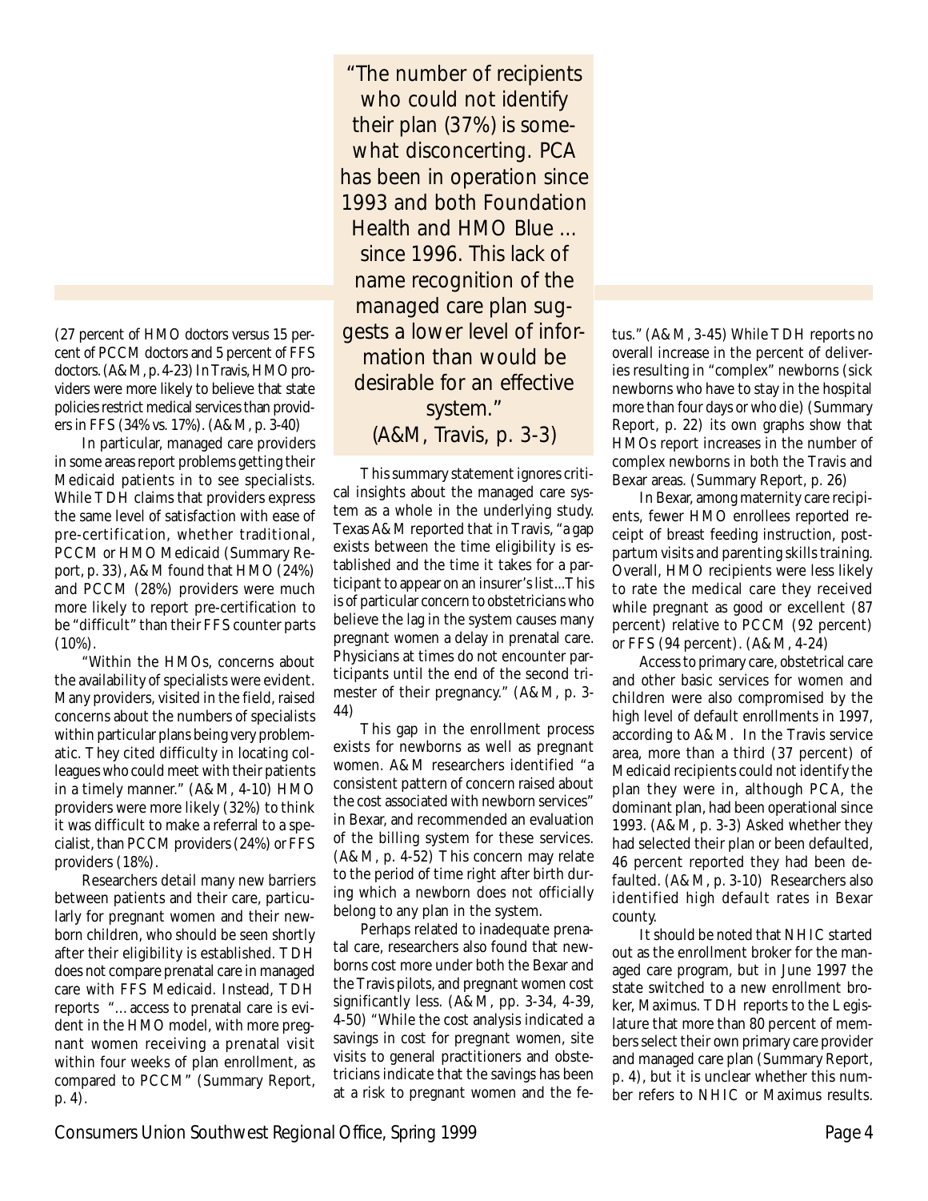(27 percent of HMO doctors versus 15 percent of PCCM doctors and 5 percent of FFS doctors. (A&M, p. 4-23) In Travis, HMO providers were more likely to believe that state policies restrict medical services than providers in FFS (34% vs. 17%). (A&M, p. 3-40)

In particular, managed care providers in some areas report problems getting their Medicaid patients in to see specialists. While TDH claims that providers express the same level of satisfaction with ease of pre-certification, whether traditional, PCCM or HMO Medicaid (Summary Report, p. 33), A&M found that HMO (24%) and PCCM (28%) providers were much more likely to report pre-certification to be "difficult" than their FFS counter parts (10%).

"Within the HMOs, concerns about the availability of specialists were evident. Many providers, visited in the field, raised concerns about the numbers of specialists within particular plans being very problematic. They cited difficulty in locating colleagues who could meet with their patients in a timely manner." (A&M, 4-10) HMO providers were more likely (32%) to think it was difficult to make a referral to a specialist, than PCCM providers (24%) or FFS providers (18%).

Researchers detail many new barriers between patients and their care, particularly for pregnant women and their newborn children, who should be seen shortly after their eligibility is established. TDH does not compare prenatal care in managed care with FFS Medicaid. Instead, TDH reports "...access to prenatal care is evident in the HMO model, with more pregnant women receiving a prenatal visit within four weeks of plan enrollment, as compared to PCCM" (Summary Report, p. 4).

> "The number of recipients who could not identify their plan (37%) is somewhat disconcerting. PCA has been in operation since 1993 and both Foundation Health and HMO Blue ... since 1996. This lack of name recognition of the managed care plan suggests a lower level of information than would be desirable for an effective system."
> (A&M, Travis, p. 3-3)

This summary statement ignores critical insights about the managed care system as a whole in the underlying study. Texas A&M reported that in Travis, "a gap exists between the time eligibility is established and the time it takes for a participant to appear on an insurer's list...This is of particular concern to obstetricians who believe the lag in the system causes many pregnant women a delay in prenatal care. Physicians at times do not encounter participants until the end of the second trimester of their pregnancy." (A&M, p. 3-44)

This gap in the enrollment process exists for newborns as well as pregnant women. A&M researchers identified "a consistent pattern of concern raised about the cost associated with newborn services" in Bexar, and recommended an evaluation of the billing system for these services. (A&M, p. 4-52) This concern may relate to the period of time right after birth during which a newborn does not officially belong to any plan in the system.

Perhaps related to inadequate prenatal care, researchers also found that newborns cost more under both the Bexar and the Travis pilots, and pregnant women cost significantly less. (A&M, pp. 3-34, 4-39, 4-50) "While the cost analysis indicated a savings in cost for pregnant women, site visits to general practitioners and obstetricians indicate that the savings has been at a risk to pregnant women and the fetus." (A&M, 3-45) While TDH reports no overall increase in the percent of deliveries resulting in "complex" newborns (sick newborns who have to stay in the hospital more than four days or who die) (Summary Report, p. 22) its own graphs show that HMOs report increases in the number of complex newborns in both the Travis and Bexar areas. (Summary Report, p. 26)

In Bexar, among maternity care recipients, fewer HMO enrollees reported receipt of breast feeding instruction, postpartum visits and parenting skills training. Overall, HMO recipients were less likely to rate the medical care they received while pregnant as good or excellent (87 percent) relative to PCCM (92 percent) or FFS (94 percent). (A&M, 4-24)

Access to primary care, obstetrical care and other basic services for women and children were also compromised by the high level of default enrollments in 1997, according to A&M. In the Travis service area, more than a third (37 percent) of Medicaid recipients could not identify the plan they were in, although PCA, the dominant plan, had been operational since 1993. (A&M, p. 3-3) Asked whether they had selected their plan or been defaulted, 46 percent reported they had been defaulted. (A&M, p. 3-10) Researchers also identified high default rates in Bexar county.

It should be noted that NHIC started out as the enrollment broker for the managed care program, but in June 1997 the state switched to a new enrollment broker, Maximus. TDH reports to the Legislature that more than 80 percent of members select their own primary care provider and managed care plan (Summary Report, p. 4), but it is unclear whether this number refers to NHIC or Maximus results.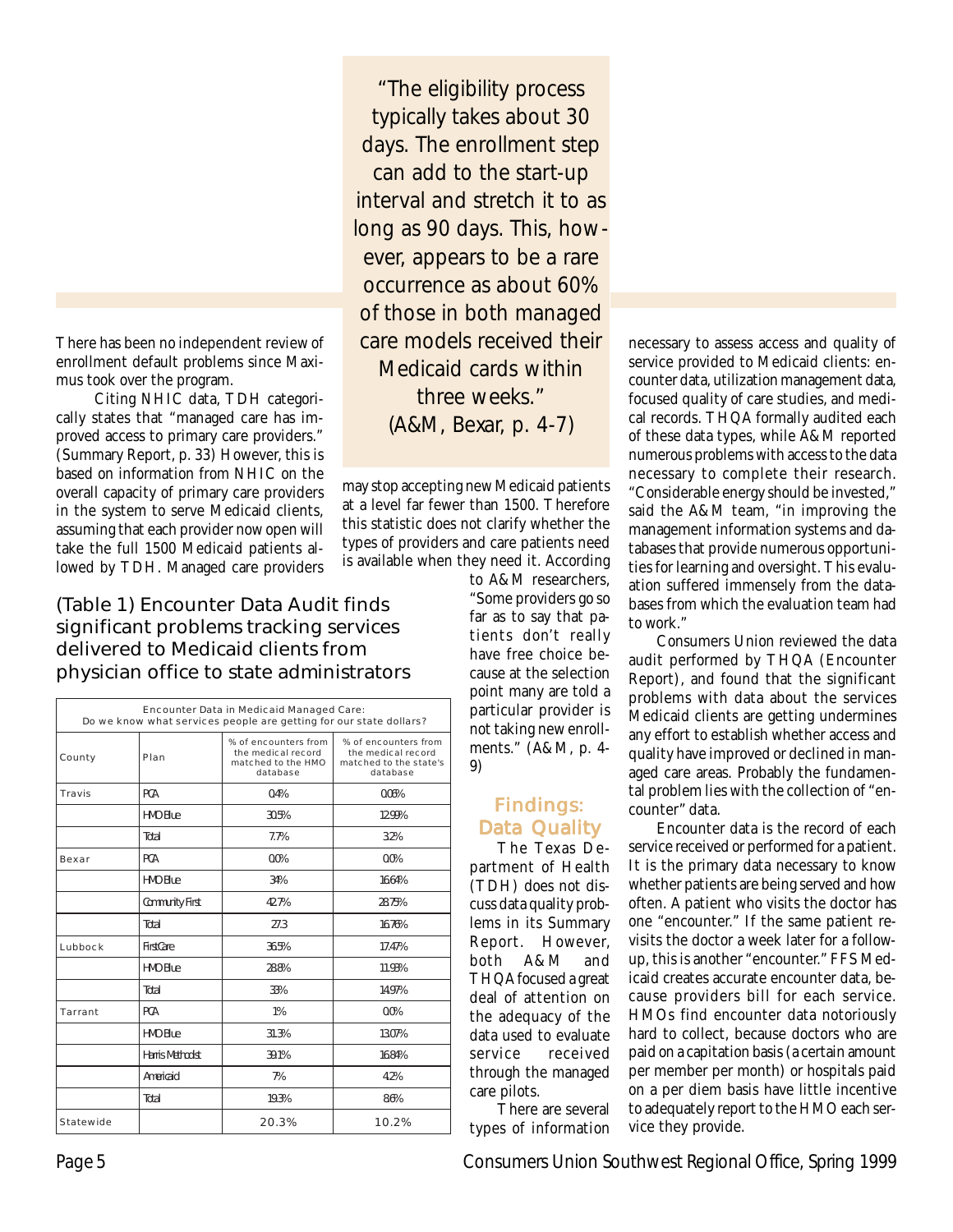There has been no independent review of enrollment default problems since Maximus took over the program.

Citing NHIC data, TDH categorically states that "managed care has improved access to primary care providers." (Summary Report, p. 33) However, this is based on information from NHIC on the overall capacity of primary care providers in the system to serve Medicaid clients, assuming that each provider now open will take the full 1500 Medicaid patients allowed by TDH. Managed care providers may stop accepting new Medicaid patients at a level far fewer than 1500. Therefore this statistic does not clarify whether the types of providers and care patients need is available when they need it. According to A&M researchers, "Some providers go so far as to say that patients don't really have free choice because at the selection point many are told a particular provider is not taking new enrollments." (A&M, p. 4-9)

> "The eligibility process typically takes about 30 days. The enrollment step can add to the start-up interval and stretch it to as long as 90 days. This, however, appears to be a rare occurrence as about 60% of those in both managed care models received their Medicaid cards within three weeks." (A&M, Bexar, p. 4-7)

### (Table 1) Encounter Data Audit finds significant problems tracking services delivered to Medicaid clients from physician office to state administrators

| Encounter Data in Medicaid Managed Care: Do we know what services people are getting for our state dollars? | | | |
|---|---|---|---|
| County | Plan | % of encounters from the medical record matched to the HMO database | % of encounters from the medical record matched to the state's database |
| Travis | PCA | 0.4% | 0.08% |
| | HMO Blue | 30.5% | 12.99% |
| | Total | 7.7% | 3.2% |
| Bexar | PCA | 0.0% | 0.0% |
| | HMO Blue | 34% | 16.64% |
| | Community First | 42.7% | 28.75% |
| | Total | 27.3 | 16.78% |
| Lubbock | FirstCare | 36.5% | 17.47% |
| | HMO Blue | 28.8% | 11.93% |
| | Total | 33% | 14.97% |
| Tarrant | PCA | 1% | 0.0% |
| | HMO Blue | 31.3% | 13.07% |
| | Harris Methodist | 39.1% | 16.84% |
| | Americaid | 7% | 4.2% |
| | Total | 19.3% | 8.6% |
| Statewide | | 20.3% | 10.2% |

## Findings: Data Quality

The Texas Department of Health (TDH) does not discuss data quality problems in its Summary Report. However, both A&M and THQA focused a great deal of attention on the adequacy of the data used to evaluate service received through the managed care pilots.

There are several types of information necessary to assess access and quality of service provided to Medicaid clients: encounter data, utilization management data, focused quality of care studies, and medical records. THQA formally audited each of these data types, while A&M reported numerous problems with access to the data necessary to complete their research. "Considerable energy should be invested," said the A&M team, "in improving the management information systems and databases that provide numerous opportunities for learning and oversight. This evaluation suffered immensely from the databases from which the evaluation team had to work."

Consumers Union reviewed the data audit performed by THQA (Encounter Report), and found that the significant problems with data about the services Medicaid clients are getting undermines any effort to establish whether access and quality have improved or declined in managed care areas. Probably the fundamental problem lies with the collection of "encounter" data.

Encounter data is the record of each service received or performed for a patient. It is the primary data necessary to know whether patients are being served and how often. A patient who visits the doctor has one "encounter." If the same patient revisits the doctor a week later for a follow-up, this is another "encounter." FFS Medicaid creates accurate encounter data, because providers bill for each service. HMOs find encounter data notoriously hard to collect, because doctors who are paid on a capitation basis (a certain amount per member per month) or hospitals paid on a per diem basis have little incentive to adequately report to the HMO each service they provide.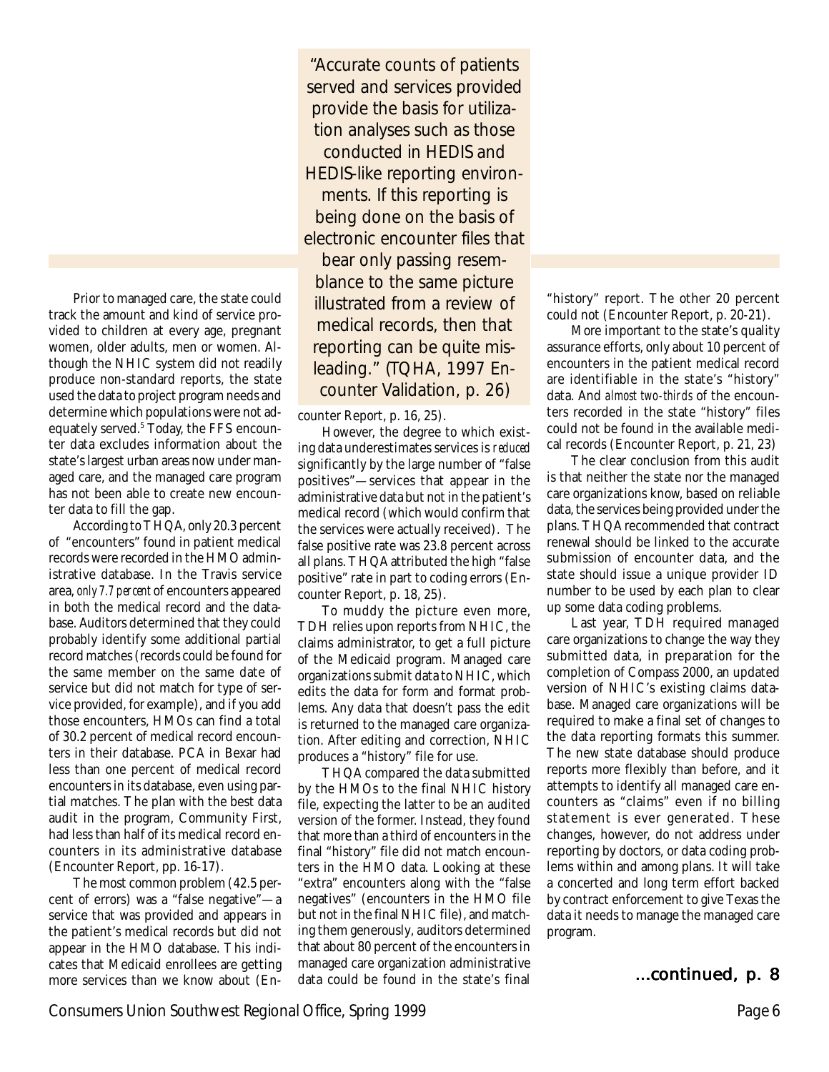> "Accurate counts of patients served and services provided provide the basis for utilization analyses such as those conducted in HEDIS and HEDIS-like reporting environments. If this reporting is being done on the basis of electronic encounter files that bear only passing resemblance to the same picture illustrated from a review of medical records, then that reporting can be quite misleading." (TQHA, 1997 Encounter Validation, p. 26)

Prior to managed care, the state could track the amount and kind of service provided to children at every age, pregnant women, older adults, men or women. Although the NHIC system did not readily produce non-standard reports, the state used the data to project program needs and determine which populations were not adequately served.[5] Today, the FFS encounter data excludes information about the state's largest urban areas now under managed care, and the managed care program has not been able to create new encounter data to fill the gap.

According to THQA, only 20.3 percent of "encounters" found in patient medical records were recorded in the HMO administrative database. In the Travis service area, *only 7.7 percent* of encounters appeared in both the medical record and the database. Auditors determined that they could probably identify some additional partial record matches (records could be found for the same member on the same date of service but did not match for type of service provided, for example), and if you add those encounters, HMOs can find a total of 30.2 percent of medical record encounters in their database. PCA in Bexar had less than one percent of medical record encounters in its database, even using partial matches. The plan with the best data audit in the program, Community First, had less than half of its medical record encounters in its administrative database (Encounter Report, pp. 16-17).

The most common problem (42.5 percent of errors) was a "false negative"—a service that was provided and appears in the patient's medical records but did not appear in the HMO database. This indicates that Medicaid enrollees are getting more services than we know about (Encounter Report, p. 16, 25).

However, the degree to which existing data underestimates services is *reduced* significantly by the large number of "false positives"—services that appear in the administrative data but not in the patient's medical record (which would confirm that the services were actually received). The false positive rate was 23.8 percent across all plans. THQA attributed the high "false positive" rate in part to coding errors (Encounter Report, p. 18, 25).

To muddy the picture even more, TDH relies upon reports from NHIC, the claims administrator, to get a full picture of the Medicaid program. Managed care organizations submit data to NHIC, which edits the data for form and format problems. Any data that doesn't pass the edit is returned to the managed care organization. After editing and correction, NHIC produces a "history" file for use.

THQA compared the data submitted by the HMOs to the final NHIC history file, expecting the latter to be an audited version of the former. Instead, they found that more than a third of encounters in the final "history" file did not match encounters in the HMO data. Looking at these "extra" encounters along with the "false negatives" (encounters in the HMO file but not in the final NHIC file), and matching them generously, auditors determined that about 80 percent of the encounters in managed care organization administrative data could be found in the state's final "history" report. The other 20 percent could not (Encounter Report, p. 20-21).

More important to the state's quality assurance efforts, only about 10 percent of encounters in the patient medical record are identifiable in the state's "history" data. And *almost two-thirds* of the encounters recorded in the state "history" files could not be found in the available medical records (Encounter Report, p. 21, 23)

The clear conclusion from this audit is that neither the state nor the managed care organizations know, based on reliable data, the services being provided under the plans. THQA recommended that contract renewal should be linked to the accurate submission of encounter data, and the state should issue a unique provider ID number to be used by each plan to clear up some data coding problems.

Last year, TDH required managed care organizations to change the way they submitted data, in preparation for the completion of Compass 2000, an updated version of NHIC's existing claims database. Managed care organizations will be required to make a final set of changes to the data reporting formats this summer. The new state database should produce reports more flexibly than before, and it attempts to identify all managed care encounters as "claims" even if no billing statement is ever generated. These changes, however, do not address under reporting by doctors, or data coding problems within and among plans. It will take a concerted and long term effort backed by contract enforcement to give Texas the data it needs to manage the managed care program.

*...continued, p. 8*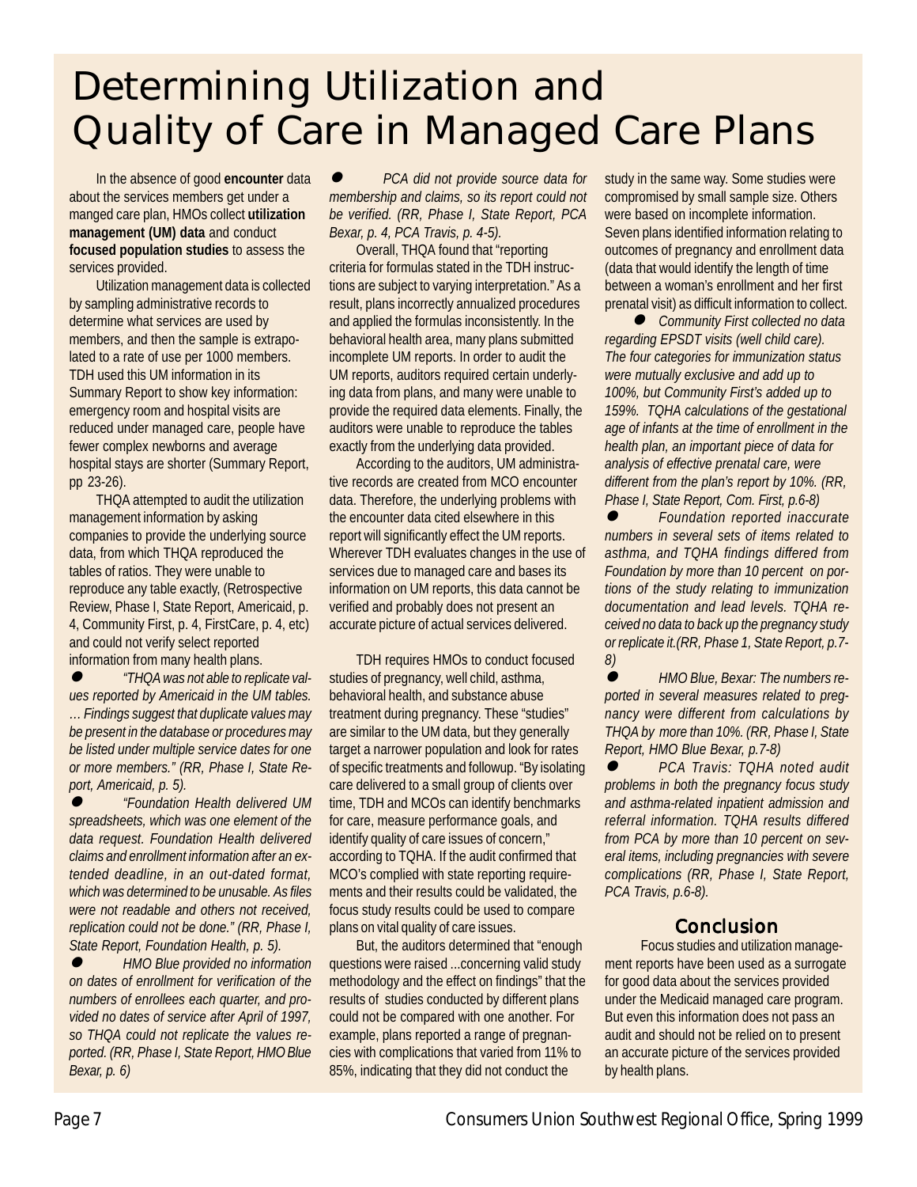# Determining Utilization and Quality of Care in Managed Care Plans

In the absence of good **encounter** data about the services members get under a manged care plan, HMOs collect **utilization management (UM) data** and conduct **focused population studies** to assess the services provided.

Utilization management data is collected by sampling administrative records to determine what services are used by members, and then the sample is extrapolated to a rate of use per 1000 members. TDH used this UM information in its Summary Report to show key information: emergency room and hospital visits are reduced under managed care, people have fewer complex newborns and average hospital stays are shorter (Summary Report, pp 23-26).

THQA attempted to audit the utilization management information by asking companies to provide the underlying source data, from which THQA reproduced the tables of ratios. They were unable to reproduce any table exactly, (Retrospective Review, Phase I, State Report, Americaid, p. 4, Community First, p. 4, FirstCare, p. 4, etc) and could not verify select reported information from many health plans.

- *"THQA was not able to replicate values reported by Americaid in the UM tables. … Findings suggest that duplicate values may be present in the database or procedures may be listed under multiple service dates for one or more members." (RR, Phase I, State Report, Americaid, p. 5).*
- *"Foundation Health delivered UM spreadsheets, which was one element of the data request. Foundation Health delivered claims and enrollment information after an extended deadline, in an out-dated format, which was determined to be unusable. As files were not readable and others not received, replication could not be done." (RR, Phase I, State Report, Foundation Health, p. 5).*
- *HMO Blue provided no information on dates of enrollment for verification of the numbers of enrollees each quarter, and provided no dates of service after April of 1997, so THQA could not replicate the values reported. (RR, Phase I, State Report, HMO Blue Bexar, p. 6)*
- *PCA did not provide source data for membership and claims, so its report could not be verified. (RR, Phase I, State Report, PCA Bexar, p. 4, PCA Travis, p. 4-5).*

Overall, THQA found that "reporting criteria for formulas stated in the TDH instructions are subject to varying interpretation." As a result, plans incorrectly annualized procedures and applied the formulas inconsistently. In the behavioral health area, many plans submitted incomplete UM reports. In order to audit the UM reports, auditors required certain underlying data from plans, and many were unable to provide the required data elements. Finally, the auditors were unable to reproduce the tables exactly from the underlying data provided.

According to the auditors, UM administrative records are created from MCO encounter data. Therefore, the underlying problems with the encounter data cited elsewhere in this report will significantly effect the UM reports. Wherever TDH evaluates changes in the use of services due to managed care and bases its information on UM reports, this data cannot be verified and probably does not present an accurate picture of actual services delivered.

TDH requires HMOs to conduct focused studies of pregnancy, well child, asthma, behavioral health, and substance abuse treatment during pregnancy. These "studies" are similar to the UM data, but they generally target a narrower population and look for rates of specific treatments and followup. "By isolating care delivered to a small group of clients over time, TDH and MCOs can identify benchmarks for care, measure performance goals, and identify quality of care issues of concern," according to TQHA. If the audit confirmed that MCO's complied with state reporting requirements and their results could be validated, the focus study results could be used to compare plans on vital quality of care issues.

But, the auditors determined that "enough questions were raised ...concerning valid study methodology and the effect on findings" that the results of studies conducted by different plans could not be compared with one another. For example, plans reported a range of pregnancies with complications that varied from 11% to 85%, indicating that they did not conduct the study in the same way. Some studies were compromised by small sample size. Others were based on incomplete information. Seven plans identified information relating to outcomes of pregnancy and enrollment data (data that would identify the length of time between a woman's enrollment and her first prenatal visit) as difficult information to collect.

- *Community First collected no data regarding EPSDT visits (well child care). The four categories for immunization status were mutually exclusive and add up to 100%, but Community First's added up to 159%. TQHA calculations of the gestational age of infants at the time of enrollment in the health plan, an important piece of data for analysis of effective prenatal care, were different from the plan's report by 10%. (RR, Phase I, State Report, Com. First, p.6-8)*
- *Foundation reported inaccurate numbers in several sets of items related to asthma, and TQHA findings differed from Foundation by more than 10 percent on portions of the study relating to immunization documentation and lead levels. TQHA received no data to back up the pregnancy study or replicate it.(RR, Phase 1, State Report, p.7-8)*
- *HMO Blue, Bexar: The numbers reported in several measures related to pregnancy were different from calculations by THQA by more than 10%. (RR, Phase I, State Report, HMO Blue Bexar, p.7-8)*
- *PCA Travis: TQHA noted audit problems in both the pregnancy focus study and asthma-related inpatient admission and referral information. TQHA results differed from PCA by more than 10 percent on several items, including pregnancies with severe complications (RR, Phase I, State Report, PCA Travis, p.6-8).*

## Conclusion

Focus studies and utilization management reports have been used as a surrogate for good data about the services provided under the Medicaid managed care program. But even this information does not pass an audit and should not be relied on to present an accurate picture of the services provided by health plans.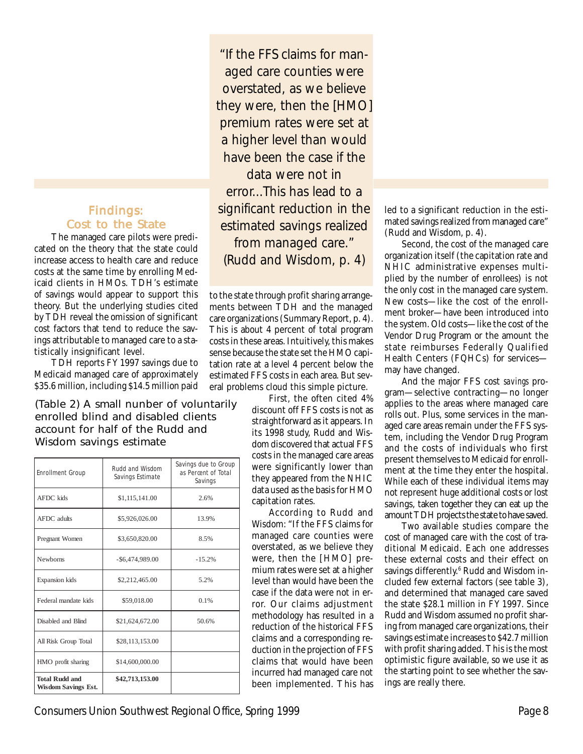## Findings: Cost to the State

The managed care pilots were predicated on the theory that the state could increase access to health care and reduce costs at the same time by enrolling Medicaid clients in HMOs. TDH's estimate of savings would appear to support this theory. But the underlying studies cited by TDH reveal the omission of significant cost factors that tend to reduce the savings attributable to managed care to a statistically insignificant level.

TDH reports FY 1997 savings due to Medicaid managed care of approximately $35.6 million, including $14.5 million paid to the state through profit sharing arrangements between TDH and the managed care organizations (Summary Report, p. 4). This is about 4 percent of total program costs in these areas. Intuitively, this makes sense because the state set the HMO capitation rate at a level 4 percent below the estimated FFS costs in each area. But several problems cloud this simple picture.

> "If the FFS claims for managed care counties were overstated, as we believe they were, then the [HMO] premium rates were set at a higher level than would have been the case if the data were not in error...This has lead to a significant reduction in the estimated savings realized from managed care." (Rudd and Wisdom, p. 4)

(Table 2) A small nunber of voluntarily enrolled blind and disabled clients account for half of the Rudd and Wisdom savings estimate

| Enrollment Group | Rudd and Wisdom Savings Estimate | Savings due to Group as Percent of Total Savings |
|---|---|---|
| AFDC kids | $1,115,141.00 | 2.6% |
| AFDC adults | $5,926,026.00 | 13.9% |
| Pregnant Women | $3,650,820.00 | 8.5% |
| Newborns | -$6,474,989.00 | -15.2% |
| Expansion kids | $2,212,465.00 | 5.2% |
| Federal mandate kids | $59,018.00 | 0.1% |
| Disabled and Blind | $21,624,672.00 | 50.6% |
| All Risk Group Total | $28,113,153.00 | |
| HMO profit sharing | $14,600,000.00 | |
| **Total Rudd and Wisdom Savings Est.** | **$42,713,153.00** | |

First, the often cited 4% discount off FFS costs is not as straightforward as it appears. In its 1998 study, Rudd and Wisdom discovered that actual FFS costs in the managed care areas were significantly lower than they appeared from the NHIC data used as the basis for HMO capitation rates.

According to Rudd and Wisdom: "If the FFS claims for managed care counties were overstated, as we believe they were, then the [HMO] premium rates were set at a higher level than would have been the case if the data were not in error. Our claims adjustment methodology has resulted in a reduction of the historical FFS claims and a corresponding reduction in the projection of FFS claims that would have been incurred had managed care not been implemented. This has led to a significant reduction in the estimated savings realized from managed care" (Rudd and Wisdom, p. 4).

Second, the cost of the managed care organization itself (the capitation rate and NHIC administrative expenses multiplied by the number of enrollees) is not the only cost in the managed care system. New costs—like the cost of the enrollment broker—have been introduced into the system. Old costs—like the cost of the Vendor Drug Program or the amount the state reimburses Federally Qualified Health Centers (FQHCs) for services—may have changed.

And the major FFS cost *savings* program—selective contracting—no longer applies to the areas where managed care rolls out. Plus, some services in the managed care areas remain under the FFS system, including the Vendor Drug Program and the costs of individuals who first present themselves to Medicaid for enrollment at the time they enter the hospital. While each of these individual items may not represent huge additional costs or lost savings, taken together they can eat up the amount TDH projects the state to have saved.

Two available studies compare the cost of managed care with the cost of traditional Medicaid. Each one addresses these external costs and their effect on savings differently.[6] Rudd and Wisdom included few external factors (see table 3), and determined that managed care saved the state $28.1 million in FY 1997. Since Rudd and Wisdom assumed no profit sharing from managed care organizations, their savings estimate increases to $42.7 million with profit sharing added. This is the most optimistic figure available, so we use it as the starting point to see whether the savings are really there.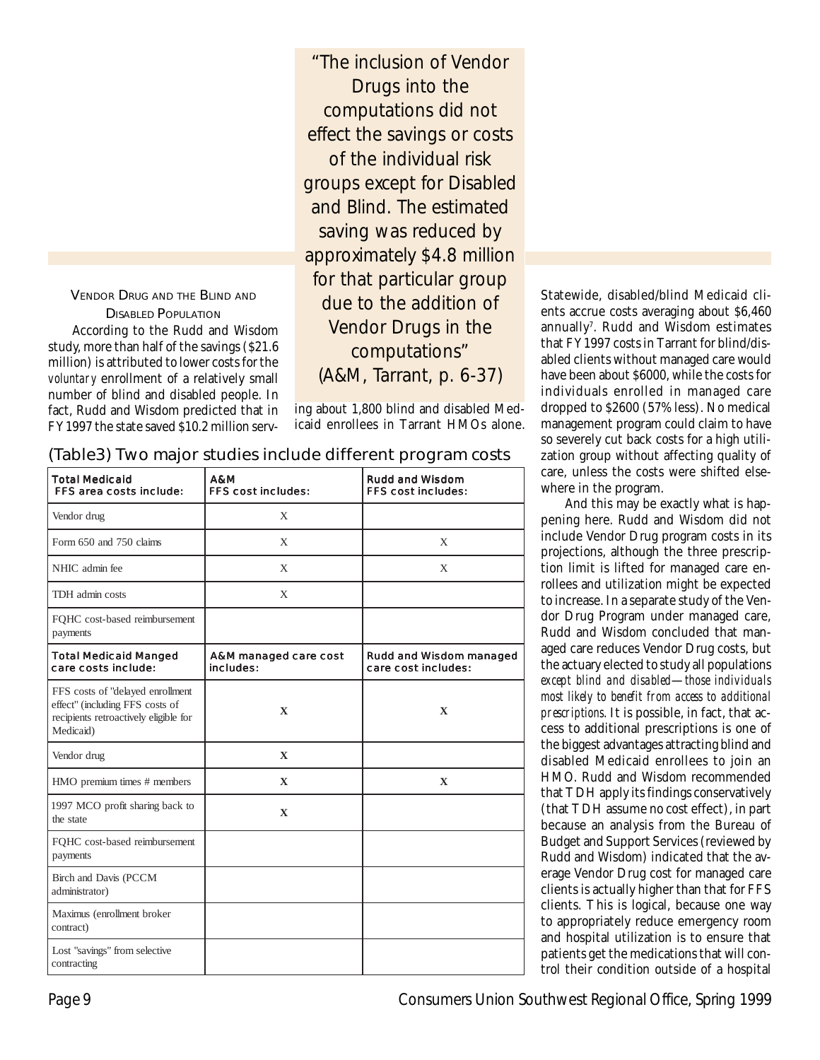> "The inclusion of Vendor Drugs into the computations did not effect the savings or costs of the individual risk groups except for Disabled and Blind. The estimated saving was reduced by approximately $4.8 million for that particular group due to the addition of Vendor Drugs in the computations"
> (A&M, Tarrant, p. 6-37)

### Vendor Drug and the Blind and Disabled Population

According to the Rudd and Wisdom study, more than half of the savings ($21.6 million) is attributed to lower costs for the *voluntary* enrollment of a relatively small number of blind and disabled people. In fact, Rudd and Wisdom predicted that in FY 1997 the state saved $10.2 million serving about 1,800 blind and disabled Medicaid enrollees in Tarrant HMOs alone.

**(Table3) Two major studies include different program costs**

| **Total Medicaid FFS area costs include:** | **A&M FFS cost includes:** | **Rudd and Wisdom FFS cost includes:** |
|---|---|---|
| Vendor drug | X | |
| Form 650 and 750 claims | X | X |
| NHIC admin fee | X | X |
| TDH admin costs | X | |
| FQHC cost-based reimbursement payments | | |
| **Total Medicaid Manged care costs include:** | **A&M managed care cost includes:** | **Rudd and Wisdom managed care cost includes:** |
| FFS costs of "delayed enrollment effect" (including FFS costs of recipients retroactively eligible for Medicaid) | X | X |
| Vendor drug | X | |
| HMO premium times # members | X | X |
| 1997 MCO profit sharing back to the state | X | |
| FQHC cost-based reimbursement payments | | |
| Birch and Davis (PCCM administrator) | | |
| Maximus (enrollment broker contract) | | |
| Lost "savings" from selective contracting | | |

Statewide, disabled/blind Medicaid clients accrue costs averaging about $6,460 annually[7]. Rudd and Wisdom estimates that FY 1997 costs in Tarrant for blind/disabled clients without managed care would have been about $6000, while the costs for individuals enrolled in managed care dropped to $2600 (57% less). No medical management program could claim to have so severely cut back costs for a high utilization group without affecting quality of care, unless the costs were shifted elsewhere in the program.

And this may be exactly what is happening here. Rudd and Wisdom did not include Vendor Drug program costs in its projections, although the three prescription limit is lifted for managed care enrollees and utilization might be expected to increase. In a separate study of the Vendor Drug Program under managed care, Rudd and Wisdom concluded that managed care reduces Vendor Drug costs, but the actuary elected to study all populations *except blind and disabled—those individuals most likely to benefit from access to additional prescriptions*. It is possible, in fact, that access to additional prescriptions is one of the biggest advantages attracting blind and disabled Medicaid enrollees to join an HMO. Rudd and Wisdom recommended that TDH apply its findings conservatively (that TDH assume no cost effect), in part because an analysis from the Bureau of Budget and Support Services (reviewed by Rudd and Wisdom) indicated that the average Vendor Drug cost for managed care clients is actually higher than that for FFS clients. This is logical, because one way to appropriately reduce emergency room and hospital utilization is to ensure that patients get the medications that will control their condition outside of a hospital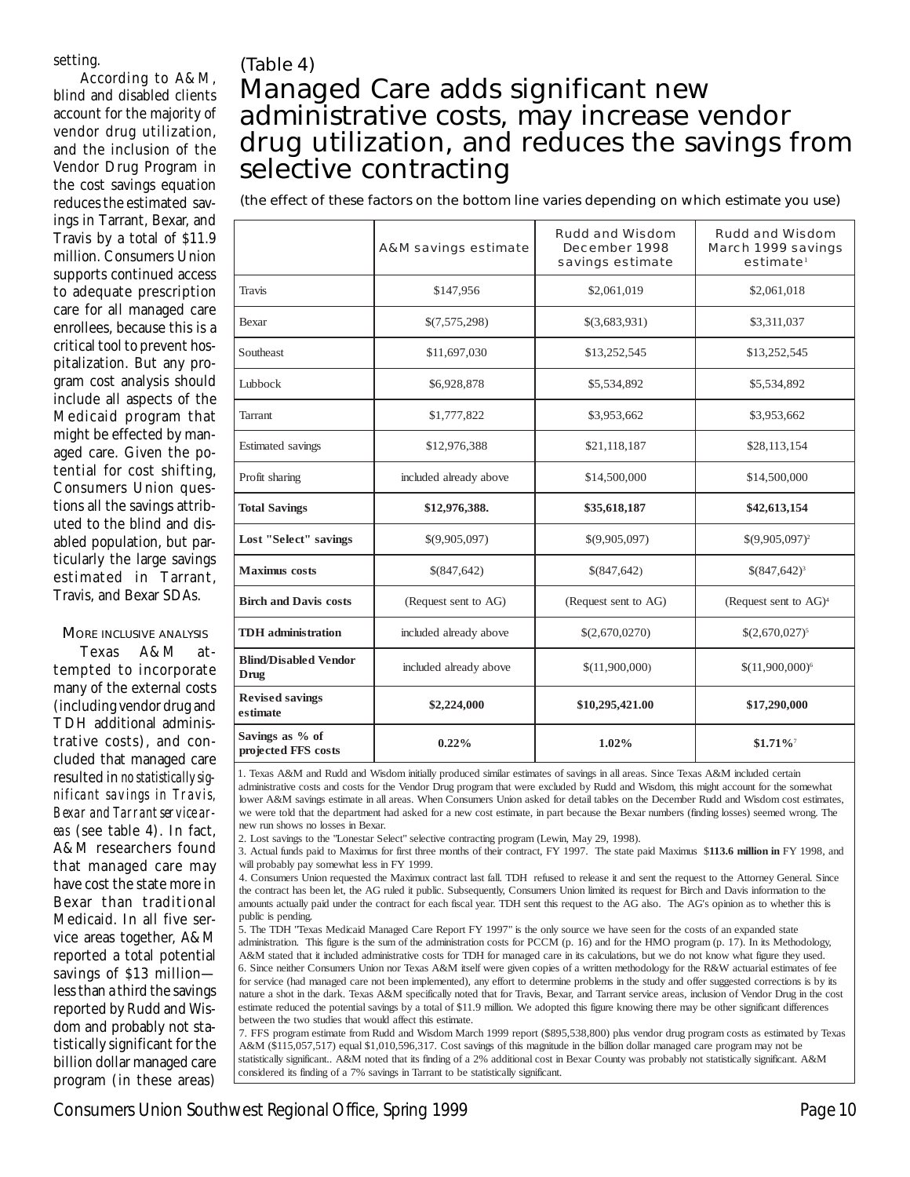setting.

According to A&M, blind and disabled clients account for the majority of vendor drug utilization, and the inclusion of the Vendor Drug Program in the cost savings equation reduces the estimated savings in Tarrant, Bexar, and Travis by a total of $11.9 million. Consumers Union supports continued access to adequate prescription care for all managed care enrollees, because this is a critical tool to prevent hospitalization. But any program cost analysis should include all aspects of the Medicaid program that might be effected by managed care. Given the potential for cost shifting, Consumers Union questions all the savings attributed to the blind and disabled population, but particularly the large savings estimated in Tarrant, Travis, and Bexar SDAs.

### MORE INCLUSIVE ANALYSIS

Texas A&M attempted to incorporate many of the external costs (including vendor drug and TDH additional administrative costs), and concluded that managed care resulted in *no statistically significant savings in Travis, Bexar and Tarrant service areas* (see table 4). In fact, A&M researchers found that managed care may have cost the state more in Bexar than traditional Medicaid. In all five service areas together, A&M reported a total potential savings of $13 million—less than a third the savings reported by Rudd and Wisdom and probably not statistically significant for the billion dollar managed care program (in these areas)

(Table 4)

## Managed Care adds significant new administrative costs, may increase vendor drug utilization, and reduces the savings from selective contracting

(the effect of these factors on the bottom line varies depending on which estimate you use)

| | A&M savings estimate | Rudd and Wisdom December 1998 savings estimate | Rudd and Wisdom March 1999 savings estimate[1] |
|---|---|---|---|
| Travis | $147,956 | $2,061,019 | $2,061,018 |
| Bexar | $(7,575,298) | $(3,683,931) | $3,311,037 |
| Southeast | $11,697,030 | $13,252,545 | $13,252,545 |
| Lubbock | $6,928,878 | $5,534,892 | $5,534,892 |
| Tarrant | $1,777,822 | $3,953,662 | $3,953,662 |
| Estimated savings | $12,976,388 | $21,118,187 | $28,113,154 |
| Profit sharing | included already above | $14,500,000 | $14,500,000 |
| **Total Savings** | **$12,976,388.** | **$35,618,187** | **$42,613,154** |
| **Lost "Select" savings** | $(9,905,097) | $(9,905,097) | $(9,905,097)[2] |
| **Maximus costs** | $(847,642) | $(847,642) | $(847,642)[3] |
| **Birch and Davis costs** | (Request sent to AG) | (Request sent to AG) | (Request sent to AG)[4] |
| **TDH administration** | included already above | $(2,670,0270) | $(2,670,027)[5] |
| **Blind/Disabled Vendor Drug** | included already above | $(11,900,000) | $(11,900,000)[6] |
| **Revised savings estimate** | **$2,224,000** | **$10,295,421.00** | **$17,290,000** |
| **Savings as % of projected FFS costs** | **0.22%** | **1.02%** | **$1.71%**[7] |

1. Texas A&M and Rudd and Wisdom initially produced similar estimates of savings in all areas. Since Texas A&M included certain administrative costs and costs for the Vendor Drug program that were excluded by Rudd and Wisdom, this might account for the somewhat lower A&M savings estimate in all areas. When Consumers Union asked for detail tables on the December Rudd and Wisdom cost estimates, we were told that the department had asked for a new cost estimate, in part because the Bexar numbers (finding losses) seemed wrong. The new run shows no losses in Bexar.
2. Lost savings to the "Lonestar Select" selective contracting program (Lewin, May 29, 1998).
3. Actual funds paid to Maximus for first three months of their contract, FY 1997. The state paid Maximus **$113.6 million in** FY 1998, and will probably pay somewhat less in FY 1999.
4. Consumers Union requested the Maximux contract last fall. TDH refused to release it and sent the request to the Attorney General. Since the contract has been let, the AG ruled it public. Subsequently, Consumers Union limited its request for Birch and Davis information to the amounts actually paid under the contract for each fiscal year. TDH sent this request to the AG also. The AG's opinion as to whether this is public is pending.
5. The TDH "Texas Medicaid Managed Care Report FY 1997" is the only source we have seen for the costs of an expanded state administration. This figure is the sum of the administration costs for PCCM (p. 16) and for the HMO program (p. 17). In its Methodology, A&M stated that it included administrative costs for TDH for managed care in its calculations, but we do not know what figure they used.
6. Since neither Consumers Union nor Texas A&M itself were given copies of a written methodology for the R&W actuarial estimates of fee for service (had managed care not been implemented), any effort to determine problems in the study and offer suggested corrections is by its nature a shot in the dark. Texas A&M specifically noted that for Travis, Bexar, and Tarrant service areas, inclusion of Vendor Drug in the cost estimate reduced the potential savings by a total of $11.9 million. We adopted this figure knowing there may be other significant differences between the two studies that would affect this estimate.
7. FFS program estimate from Rudd and Wisdom March 1999 report ($895,538,800) plus vendor drug program costs as estimated by Texas A&M ($115,057,517) equal $1,010,596,317. Cost savings of this magnitude in the billion dollar managed care program may not be statistically significant.. A&M noted that its finding of a 2% additional cost in Bexar County was probably not statistically significant. A&M considered its finding of a 7% savings in Tarrant to be statistically significant.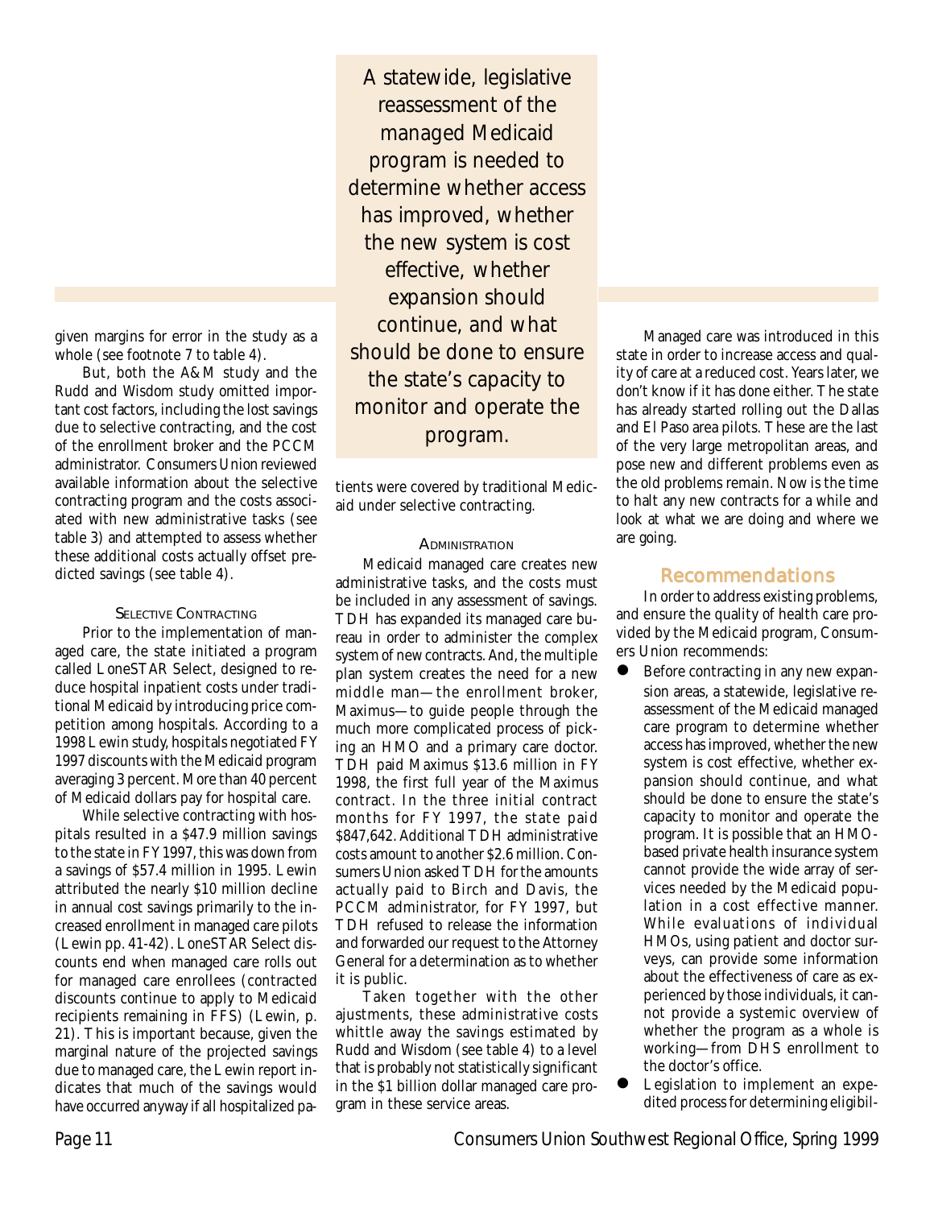given margins for error in the study as a whole (see footnote 7 to table 4).

But, both the A&M study and the Rudd and Wisdom study omitted important cost factors, including the lost savings due to selective contracting, and the cost of the enrollment broker and the PCCM administrator. Consumers Union reviewed available information about the selective contracting program and the costs associated with new administrative tasks (see table 3) and attempted to assess whether these additional costs actually offset predicted savings (see table 4).

### Selective Contracting

Prior to the implementation of managed care, the state initiated a program called LoneSTAR Select, designed to reduce hospital inpatient costs under traditional Medicaid by introducing price competition among hospitals. According to a 1998 Lewin study, hospitals negotiated FY 1997 discounts with the Medicaid program averaging 3 percent. More than 40 percent of Medicaid dollars pay for hospital care.

While selective contracting with hospitals resulted in a $47.9 million savings to the state in FY 1997, this was down from a savings of $57.4 million in 1995. Lewin attributed the nearly $10 million decline in annual cost savings primarily to the increased enrollment in managed care pilots (Lewin pp. 41-42). LoneSTAR Select discounts end when managed care rolls out for managed care enrollees (contracted discounts continue to apply to Medicaid recipients remaining in FFS) (Lewin, p. 21). This is important because, given the marginal nature of the projected savings due to managed care, the Lewin report indicates that much of the savings would have occurred anyway if all hospitalized patients were covered by traditional Medicaid under selective contracting.

> A statewide, legislative reassessment of the managed Medicaid program is needed to determine whether access has improved, whether the new system is cost effective, whether expansion should continue, and what should be done to ensure the state's capacity to monitor and operate the program.

### Administration

Medicaid managed care creates new administrative tasks, and the costs must be included in any assessment of savings. TDH has expanded its managed care bureau in order to administer the complex system of new contracts. And, the multiple plan system creates the need for a new middle man—the enrollment broker, Maximus—to guide people through the much more complicated process of picking an HMO and a primary care doctor. TDH paid Maximus $13.6 million in FY 1998, the first full year of the Maximus contract. In the three initial contract months for FY 1997, the state paid $847,642. Additional TDH administrative costs amount to another $2.6 million. Consumers Union asked TDH for the amounts actually paid to Birch and Davis, the PCCM administrator, for FY 1997, but TDH refused to release the information and forwarded our request to the Attorney General for a determination as to whether it is public.

Taken together with the other ajustments, these administrative costs whittle away the savings estimated by Rudd and Wisdom (see table 4) to a level that is probably not statistically significant in the $1 billion dollar managed care program in these service areas.

Managed care was introduced in this state in order to increase access and quality of care at a reduced cost. Years later, we don't know if it has done either. The state has already started rolling out the Dallas and El Paso area pilots. These are the last of the very large metropolitan areas, and pose new and different problems even as the old problems remain. Now is the time to halt any new contracts for a while and look at what we are doing and where we are going.

## Recommendations

In order to address existing problems, and ensure the quality of health care provided by the Medicaid program, Consumers Union recommends:

- Before contracting in any new expansion areas, a statewide, legislative reassessment of the Medicaid managed care program to determine whether access has improved, whether the new system is cost effective, whether expansion should continue, and what should be done to ensure the state's capacity to monitor and operate the program. It is possible that an HMO-based private health insurance system cannot provide the wide array of services needed by the Medicaid population in a cost effective manner. While evaluations of individual HMOs, using patient and doctor surveys, can provide some information about the effectiveness of care as experienced by those individuals, it cannot provide a systemic overview of whether the program as a whole is working—from DHS enrollment to the doctor's office.
- Legislation to implement an expedited process for determining eligibil-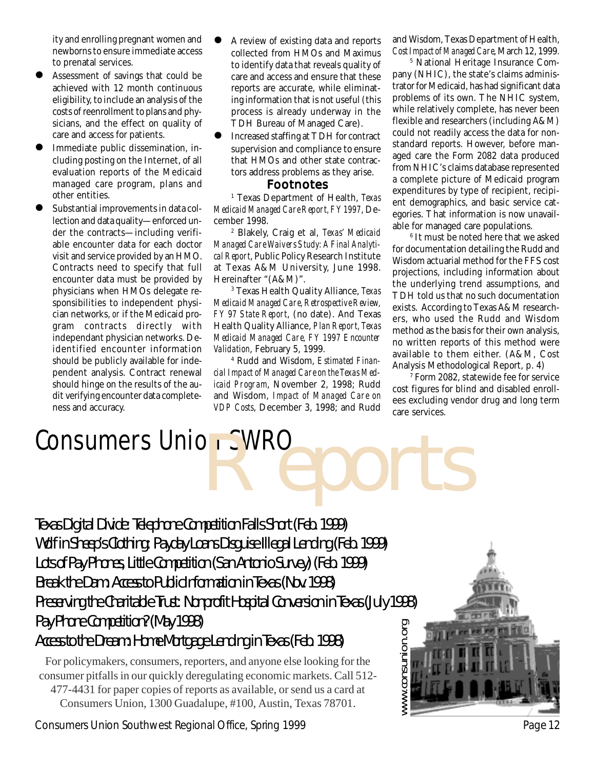ity and enrolling pregnant women and newborns to ensure immediate access to prenatal services.

- Assessment of savings that could be achieved with 12 month continuous eligibility, to include an analysis of the costs of reenrollment to plans and physicians, and the effect on quality of care and access for patients.
- Immediate public dissemination, including posting on the Internet, of all evaluation reports of the Medicaid managed care program, plans and other entities.
- Substantial improvements in data collection and data quality—enforced under the contracts—including verifiable encounter data for each doctor visit and service provided by an HMO. Contracts need to specify that full encounter data must be provided by physicians when HMOs delegate responsibilities to independent physician networks, *or* if the Medicaid program contracts directly with independant physician networks. De-identified encounter information should be publicly available for independent analysis. Contract renewal should hinge on the results of the audit verifying encounter data completeness and accuracy.
- A review of existing data and reports collected from HMOs and Maximus to identify data that reveals quality of care and access and ensure that these reports are accurate, while eliminating information that is not useful (this process is already underway in the TDH Bureau of Managed Care).
- Increased staffing at TDH for contract supervision and compliance to ensure that HMOs and other state contractors address problems as they arise.

## Footnotes

[1] Texas Department of Health, *Texas Medicaid Managed Care Report, FY1997*, December 1998.

[2] Blakely, Craig et al, *Texas' Medicaid Managed Care Waivers Study: A Final Analytical Report*, Public Policy Research Institute at Texas A&M University, June 1998. Hereinafter "(A&M)".

[3] Texas Health Quality Alliance, *Texas Medicaid Managed Care, Retrospective Review, FY 97 State Report*, (no date). And Texas Health Quality Alliance, *Plan Report, Texas Medicaid Managed Care, FY 1997 Encounter Validation*, February 5, 1999.

[4] Rudd and Wisdom, *Estimated Financial Impact of Managed Care on the Texas Medicaid Program*, November 2, 1998; Rudd and Wisdom, *Impact of Managed Care on VDP Costs*, December 3, 1998; and Rudd and Wisdom, Texas Department of Health, *Cost Impact of Managed Care*, March 12, 1999.

[5] National Heritage Insurance Company (NHIC), the state's claims administrator for Medicaid, has had significant data problems of its own. The NHIC system, while relatively complete, has never been flexible and researchers (including A&M) could not readily access the data for non-standard reports. However, before managed care the Form 2082 data produced from NHIC's claims database represented a complete picture of Medicaid program expenditures by type of recipient, recipient demographics, and basic service categories. That information is now unavailable for managed care populations.

[6] It must be noted here that we asked for documentation detailing the Rudd and Wisdom actuarial method for the FFS cost projections, including information about the underlying trend assumptions, and TDH told us that no such documentation exists. According to Texas A&M researchers, who used the Rudd and Wisdom method as the basis for their own analysis, no written reports of this method were available to them either. (A&M, Cost Analysis Methodological Report, p. 4)

[7] Form 2082, statewide fee for service cost figures for blind and disabled enrollees excluding vendor drug and long term care services.

# Consumers Union SWRO Reports

Texas Digital Divide: Telephone Competition Falls Short (Feb. 1999)
Wolf in Sheep's Clothing: Payday Loans Disguise Illegal Lending (Feb. 1999)
Lots of Pay Phones, Little Competition (San Antonio Survey) (Feb. 1999)
Break the Dam: Access to Public Information in Texas (Nov. 1998)
Preserving the Charitable Trust: Nonprofit Hospital Conversion in Texas (July 1998)
Pay Phone Competition? (May 1998)
Access to the Dream: Home Mortgage Lending in Texas (Feb. 1998)

For policymakers, consumers, reporters, and anyone else looking for the consumer pitfalls in our quickly deregulating economic markets. Call 512-477-4431 for paper copies of reports as available, or send us a card at Consumers Union, 1300 Guadalupe, #100, Austin, Texas 78701.

www.consunion.org